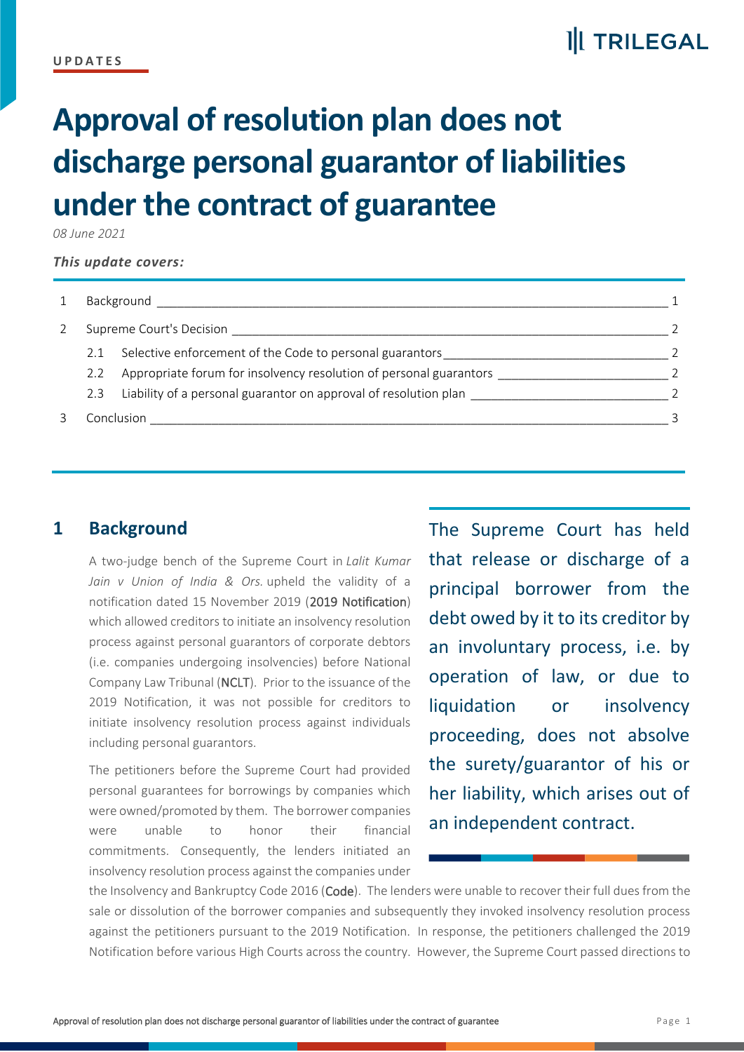UPDATES

# Approval of resolution plan does not discharge personal guarantor of liabilities under the contract of guarantee

*08 June 2021*

***This update covers:***

1 Background ______ 1

2 Supreme Court's Decision ______ 2

2.1 Selective enforcement of the Code to personal guarantors ______ 2

2.2 Appropriate forum for insolvency resolution of personal guarantors ______ 2

2.3 Liability of a personal guarantor on approval of resolution plan ______ 2

3 Conclusion ______ 3

## 1 Background

A two-judge bench of the Supreme Court in *Lalit Kumar Jain v Union of India & Ors.* upheld the validity of a notification dated 15 November 2019 (**2019 Notification**) which allowed creditors to initiate an insolvency resolution process against personal guarantors of corporate debtors (i.e. companies undergoing insolvencies) before National Company Law Tribunal (**NCLT**). Prior to the issuance of the 2019 Notification, it was not possible for creditors to initiate insolvency resolution process against individuals including personal guarantors.

> The Supreme Court has held that release or discharge of a principal borrower from the debt owed by it to its creditor by an involuntary process, i.e. by operation of law, or due to liquidation or insolvency proceeding, does not absolve the surety/guarantor of his or her liability, which arises out of an independent contract.

The petitioners before the Supreme Court had provided personal guarantees for borrowings by companies which were owned/promoted by them. The borrower companies were unable to honor their financial commitments. Consequently, the lenders initiated an insolvency resolution process against the companies under the Insolvency and Bankruptcy Code 2016 (**Code**). The lenders were unable to recover their full dues from the sale or dissolution of the borrower companies and subsequently they invoked insolvency resolution process against the petitioners pursuant to the 2019 Notification. In response, the petitioners challenged the 2019 Notification before various High Courts across the country. However, the Supreme Court passed directions to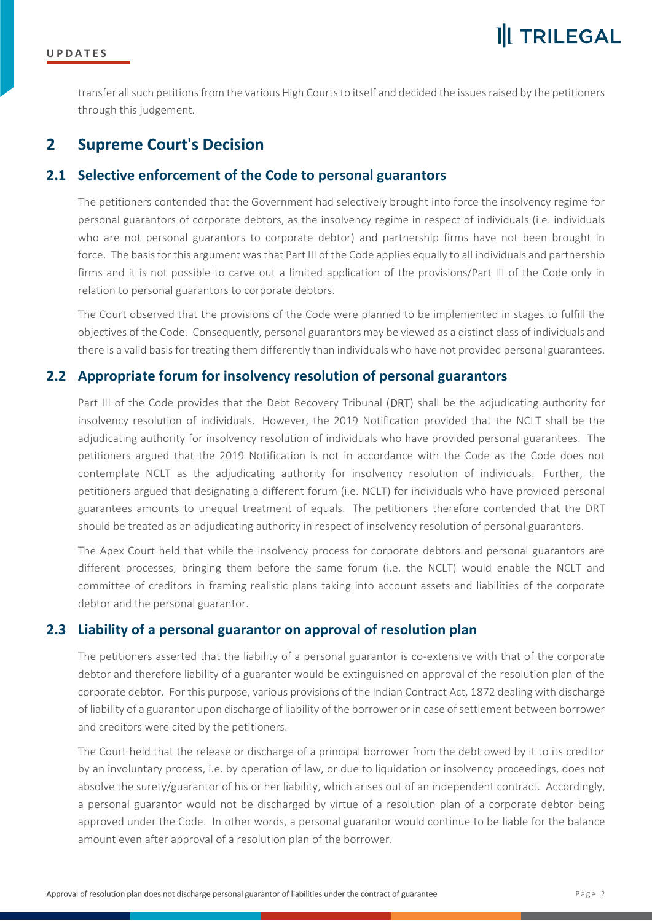transfer all such petitions from the various High Courts to itself and decided the issues raised by the petitioners through this judgement.

## 2 Supreme Court's Decision

### 2.1 Selective enforcement of the Code to personal guarantors

The petitioners contended that the Government had selectively brought into force the insolvency regime for personal guarantors of corporate debtors, as the insolvency regime in respect of individuals (i.e. individuals who are not personal guarantors to corporate debtor) and partnership firms have not been brought in force. The basis for this argument was that Part III of the Code applies equally to all individuals and partnership firms and it is not possible to carve out a limited application of the provisions/Part III of the Code only in relation to personal guarantors to corporate debtors.

The Court observed that the provisions of the Code were planned to be implemented in stages to fulfill the objectives of the Code. Consequently, personal guarantors may be viewed as a distinct class of individuals and there is a valid basis for treating them differently than individuals who have not provided personal guarantees.

### 2.2 Appropriate forum for insolvency resolution of personal guarantors

Part III of the Code provides that the Debt Recovery Tribunal (**DRT**) shall be the adjudicating authority for insolvency resolution of individuals. However, the 2019 Notification provided that the NCLT shall be the adjudicating authority for insolvency resolution of individuals who have provided personal guarantees. The petitioners argued that the 2019 Notification is not in accordance with the Code as the Code does not contemplate NCLT as the adjudicating authority for insolvency resolution of individuals. Further, the petitioners argued that designating a different forum (i.e. NCLT) for individuals who have provided personal guarantees amounts to unequal treatment of equals. The petitioners therefore contended that the DRT should be treated as an adjudicating authority in respect of insolvency resolution of personal guarantors.

The Apex Court held that while the insolvency process for corporate debtors and personal guarantors are different processes, bringing them before the same forum (i.e. the NCLT) would enable the NCLT and committee of creditors in framing realistic plans taking into account assets and liabilities of the corporate debtor and the personal guarantor.

### 2.3 Liability of a personal guarantor on approval of resolution plan

The petitioners asserted that the liability of a personal guarantor is co-extensive with that of the corporate debtor and therefore liability of a guarantor would be extinguished on approval of the resolution plan of the corporate debtor. For this purpose, various provisions of the Indian Contract Act, 1872 dealing with discharge of liability of a guarantor upon discharge of liability of the borrower or in case of settlement between borrower and creditors were cited by the petitioners.

The Court held that the release or discharge of a principal borrower from the debt owed by it to its creditor by an involuntary process, i.e. by operation of law, or due to liquidation or insolvency proceedings, does not absolve the surety/guarantor of his or her liability, which arises out of an independent contract. Accordingly, a personal guarantor would not be discharged by virtue of a resolution plan of a corporate debtor being approved under the Code. In other words, a personal guarantor would continue to be liable for the balance amount even after approval of a resolution plan of the borrower.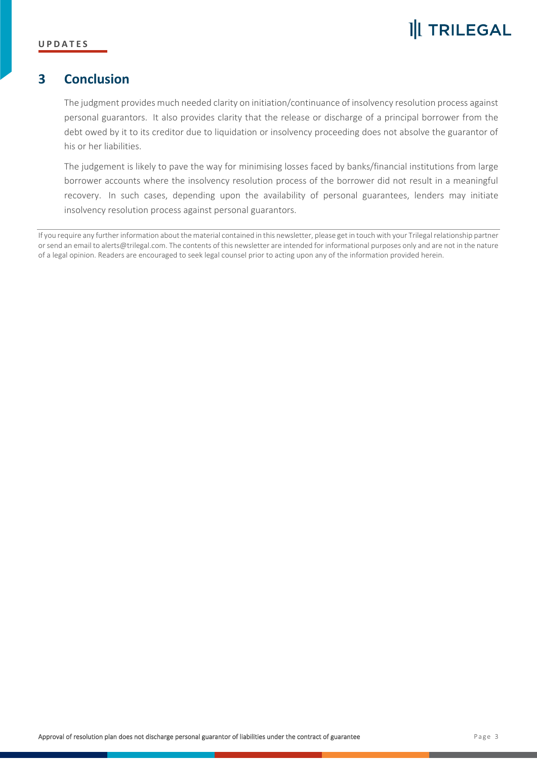## 3 Conclusion

The judgment provides much needed clarity on initiation/continuance of insolvency resolution process against personal guarantors. It also provides clarity that the release or discharge of a principal borrower from the debt owed by it to its creditor due to liquidation or insolvency proceeding does not absolve the guarantor of his or her liabilities.

The judgement is likely to pave the way for minimising losses faced by banks/financial institutions from large borrower accounts where the insolvency resolution process of the borrower did not result in a meaningful recovery. In such cases, depending upon the availability of personal guarantees, lenders may initiate insolvency resolution process against personal guarantors.

---

If you require any further information about the material contained in this newsletter, please get in touch with your Trilegal relationship partner or send an email to alerts@trilegal.com. The contents of this newsletter are intended for informational purposes only and are not in the nature of a legal opinion. Readers are encouraged to seek legal counsel prior to acting upon any of the information provided herein.